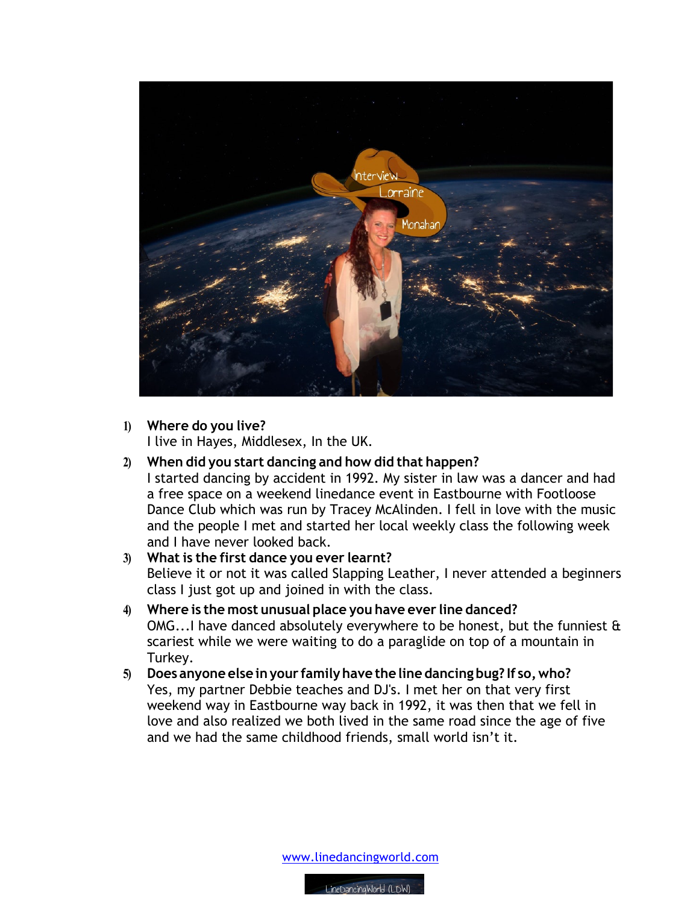1) **Where do you live?**
I live in Hayes, Middlesex, In the UK.

2) **When did you start dancing and how did that happen?**
I started dancing by accident in 1992. My sister in law was a dancer and had a free space on a weekend linedance event in Eastbourne with Footloose Dance Club which was run by Tracey McAlinden. I fell in love with the music and the people I met and started her local weekly class the following week and I have never looked back.

3) **What is the first dance you ever learnt?**
Believe it or not it was called Slapping Leather, I never attended a beginners class I just got up and joined in with the class.

4) **Where is the most unusual place you have ever line danced?**
OMG...I have danced absolutely everywhere to be honest, but the funniest & scariest while we were waiting to do a paraglide on top of a mountain in Turkey.

5) **Does anyone else in your family have the line dancing bug? If so, who?**
Yes, my partner Debbie teaches and DJ's. I met her on that very first weekend way in Eastbourne way back in 1992, it was then that we fell in love and also realized we both lived in the same road since the age of five and we had the same childhood friends, small world isn't it.

www.linedancingworld.com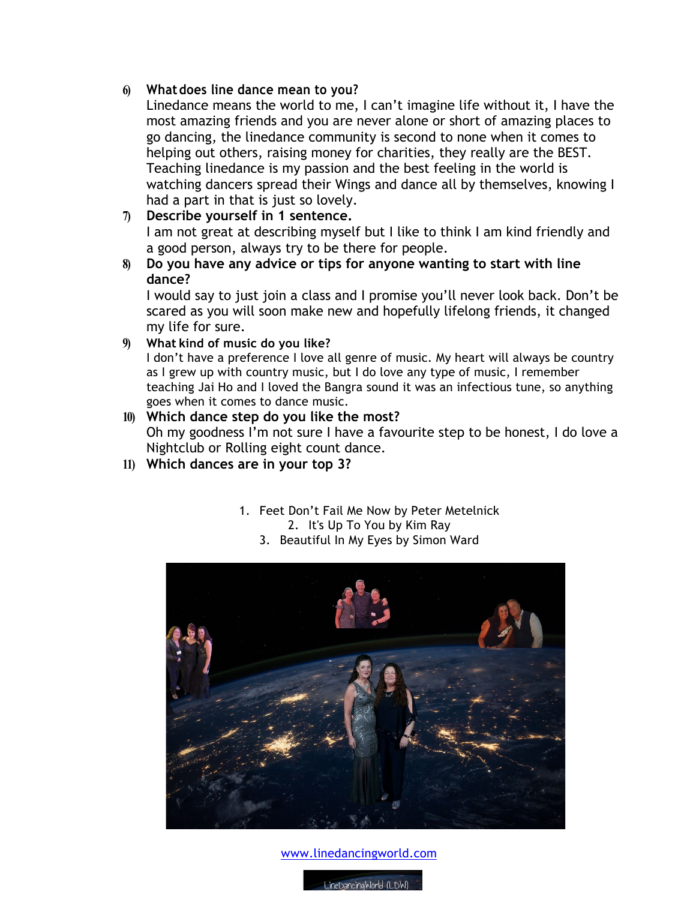6) **What does line dance mean to you?**
Linedance means the world to me, I can't imagine life without it, I have the most amazing friends and you are never alone or short of amazing places to go dancing, the linedance community is second to none when it comes to helping out others, raising money for charities, they really are the BEST. Teaching linedance is my passion and the best feeling in the world is watching dancers spread their Wings and dance all by themselves, knowing I had a part in that is just so lovely.

7) **Describe yourself in 1 sentence.**
I am not great at describing myself but I like to think I am kind friendly and a good person, always try to be there for people.

8) **Do you have any advice or tips for anyone wanting to start with line dance?**
I would say to just join a class and I promise you'll never look back. Don't be scared as you will soon make new and hopefully lifelong friends, it changed my life for sure.

9) **What kind of music do you like?**
I don't have a preference I love all genre of music. My heart will always be country as I grew up with country music, but I do love any type of music, I remember teaching Jai Ho and I loved the Bangra sound it was an infectious tune, so anything goes when it comes to dance music.

10) **Which dance step do you like the most?**
Oh my goodness I'm not sure I have a favourite step to be honest, I do love a Nightclub or Rolling eight count dance.

11) **Which dances are in your top 3?**

1. Feet Don't Fail Me Now by Peter Metelnick
2. It's Up To You by Kim Ray
3. Beautiful In My Eyes by Simon Ward

www.linedancingworld.com